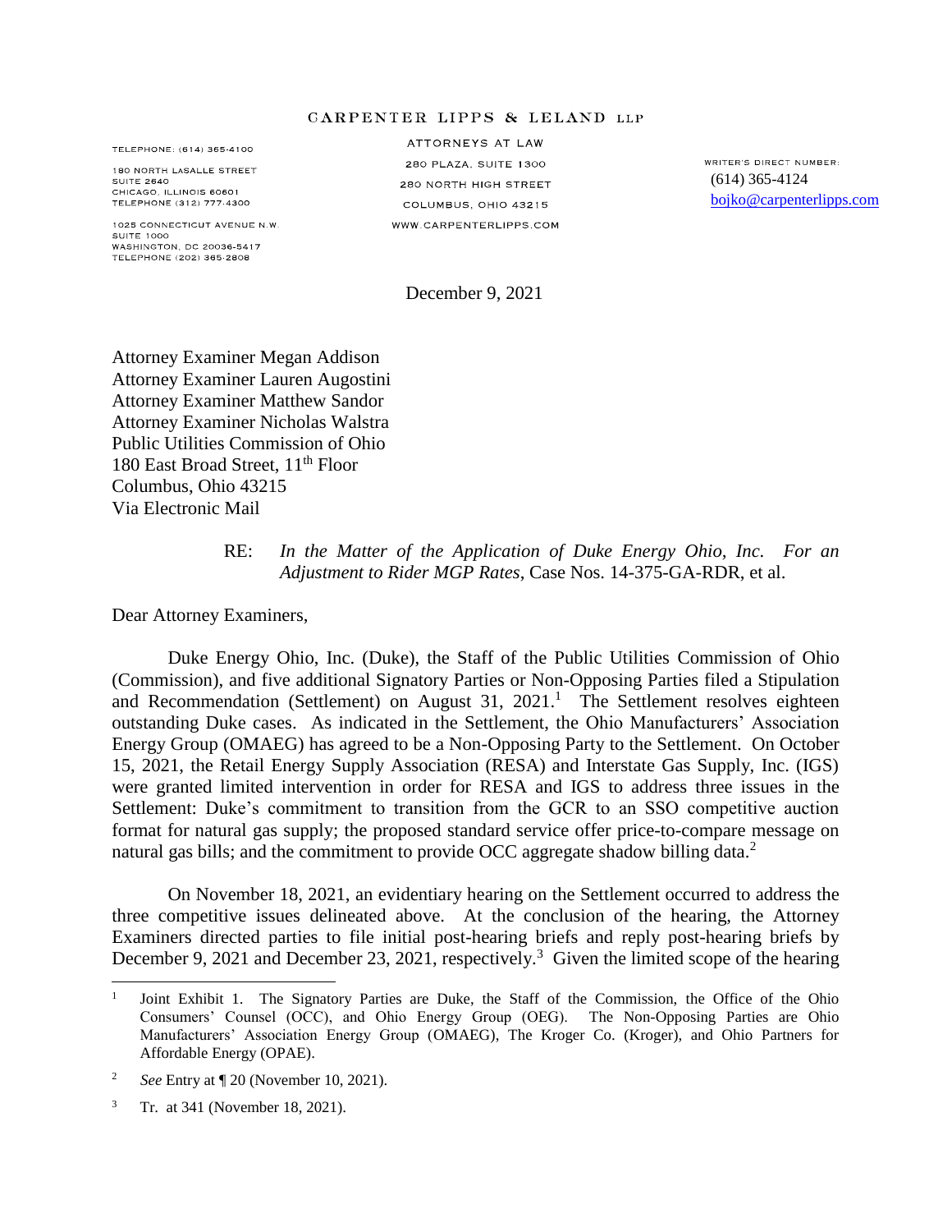CARPENTER LIPPS & LELAND LLP

TELEPHONE: (614) 365-4100

180 NORTH LASALLE STREET
SUITE 2640
CHICAGO, ILLINOIS 60601
TELEPHONE (312) 777-4300

1025 CONNECTICUT AVENUE N.W.
SUITE 1000
WASHINGTON, DC 20036-5417
TELEPHONE (202) 365-2808

ATTORNEYS AT LAW
280 PLAZA, SUITE 1300
280 NORTH HIGH STREET
COLUMBUS, OHIO 43215
WWW.CARPENTERLIPPS.COM

WRITER'S DIRECT NUMBER:
(614) 365-4124
bojko@carpenterlipps.com

December 9, 2021

Attorney Examiner Megan Addison
Attorney Examiner Lauren Augostini
Attorney Examiner Matthew Sandor
Attorney Examiner Nicholas Walstra
Public Utilities Commission of Ohio
180 East Broad Street, 11th Floor
Columbus, Ohio 43215
Via Electronic Mail

RE: *In the Matter of the Application of Duke Energy Ohio, Inc. For an Adjustment to Rider MGP Rates*, Case Nos. 14-375-GA-RDR, et al.

Dear Attorney Examiners,

Duke Energy Ohio, Inc. (Duke), the Staff of the Public Utilities Commission of Ohio (Commission), and five additional Signatory Parties or Non-Opposing Parties filed a Stipulation and Recommendation (Settlement) on August 31, 2021.[1] The Settlement resolves eighteen outstanding Duke cases. As indicated in the Settlement, the Ohio Manufacturers' Association Energy Group (OMAEG) has agreed to be a Non-Opposing Party to the Settlement. On October 15, 2021, the Retail Energy Supply Association (RESA) and Interstate Gas Supply, Inc. (IGS) were granted limited intervention in order for RESA and IGS to address three issues in the Settlement: Duke's commitment to transition from the GCR to an SSO competitive auction format for natural gas supply; the proposed standard service offer price-to-compare message on natural gas bills; and the commitment to provide OCC aggregate shadow billing data.[2]

On November 18, 2021, an evidentiary hearing on the Settlement occurred to address the three competitive issues delineated above. At the conclusion of the hearing, the Attorney Examiners directed parties to file initial post-hearing briefs and reply post-hearing briefs by December 9, 2021 and December 23, 2021, respectively.[3] Given the limited scope of the hearing

---

[1] Joint Exhibit 1. The Signatory Parties are Duke, the Staff of the Commission, the Office of the Ohio Consumers' Counsel (OCC), and Ohio Energy Group (OEG). The Non-Opposing Parties are Ohio Manufacturers' Association Energy Group (OMAEG), The Kroger Co. (Kroger), and Ohio Partners for Affordable Energy (OPAE).

[2] *See* Entry at ¶ 20 (November 10, 2021).

[3] Tr. at 341 (November 18, 2021).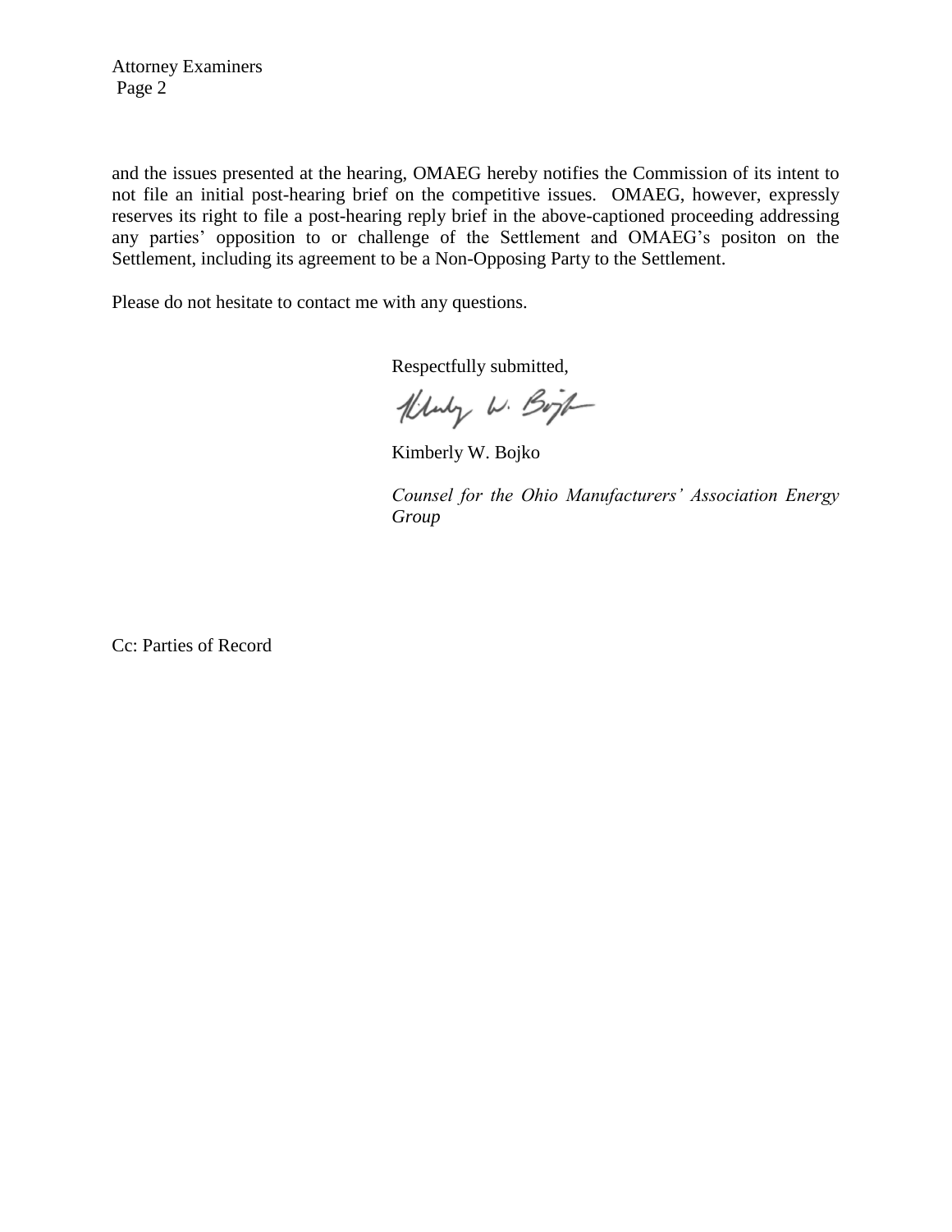and the issues presented at the hearing, OMAEG hereby notifies the Commission of its intent to not file an initial post-hearing brief on the competitive issues. OMAEG, however, expressly reserves its right to file a post-hearing reply brief in the above-captioned proceeding addressing any parties' opposition to or challenge of the Settlement and OMAEG's positon on the Settlement, including its agreement to be a Non-Opposing Party to the Settlement.

Please do not hesitate to contact me with any questions.

Respectfully submitted,

Kimberly W. Bojko

*Counsel for the Ohio Manufacturers' Association Energy Group*

Cc: Parties of Record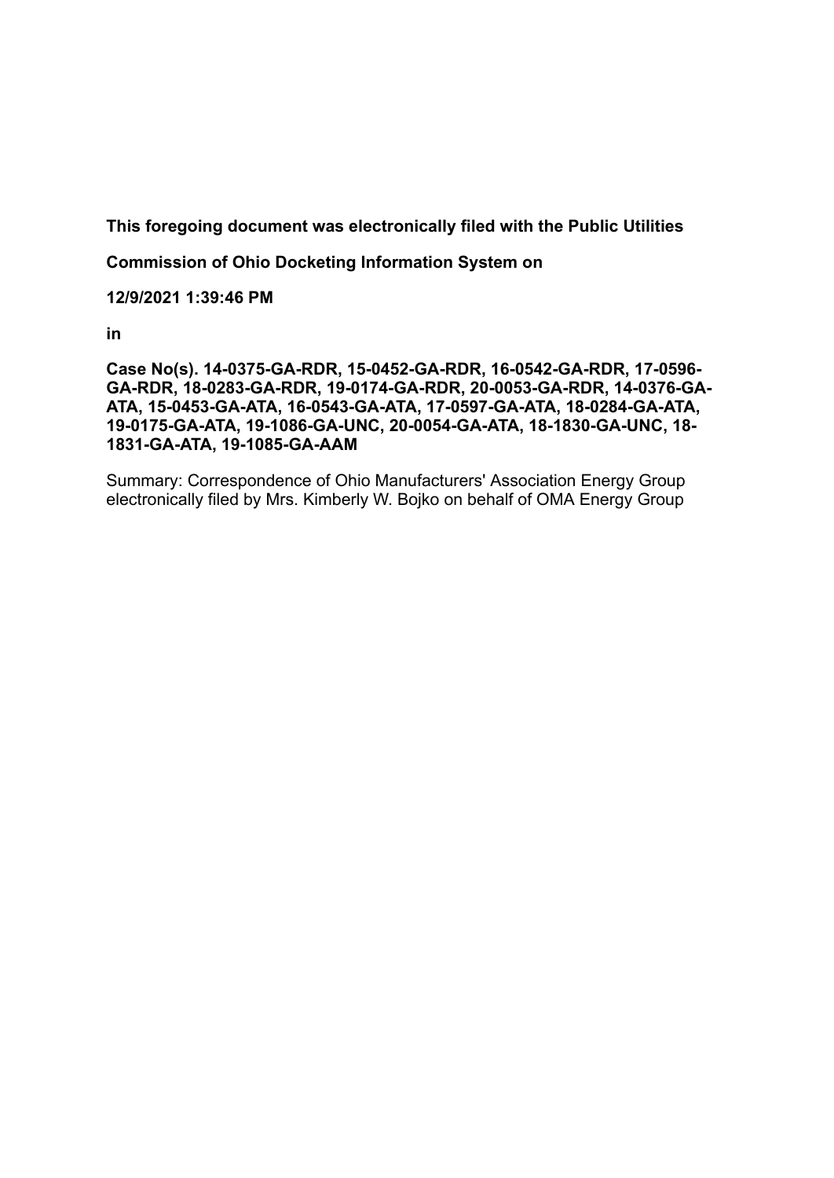**This foregoing document was electronically filed with the Public Utilities**

**Commission of Ohio Docketing Information System on**

**12/9/2021 1:39:46 PM**

**in**

**Case No(s). 14-0375-GA-RDR, 15-0452-GA-RDR, 16-0542-GA-RDR, 17-0596-GA-RDR, 18-0283-GA-RDR, 19-0174-GA-RDR, 20-0053-GA-RDR, 14-0376-GA-ATA, 15-0453-GA-ATA, 16-0543-GA-ATA, 17-0597-GA-ATA, 18-0284-GA-ATA, 19-0175-GA-ATA, 19-1086-GA-UNC, 20-0054-GA-ATA, 18-1830-GA-UNC, 18-1831-GA-ATA, 19-1085-GA-AAM**

Summary: Correspondence of Ohio Manufacturers' Association Energy Group electronically filed by Mrs. Kimberly W. Bojko on behalf of OMA Energy Group